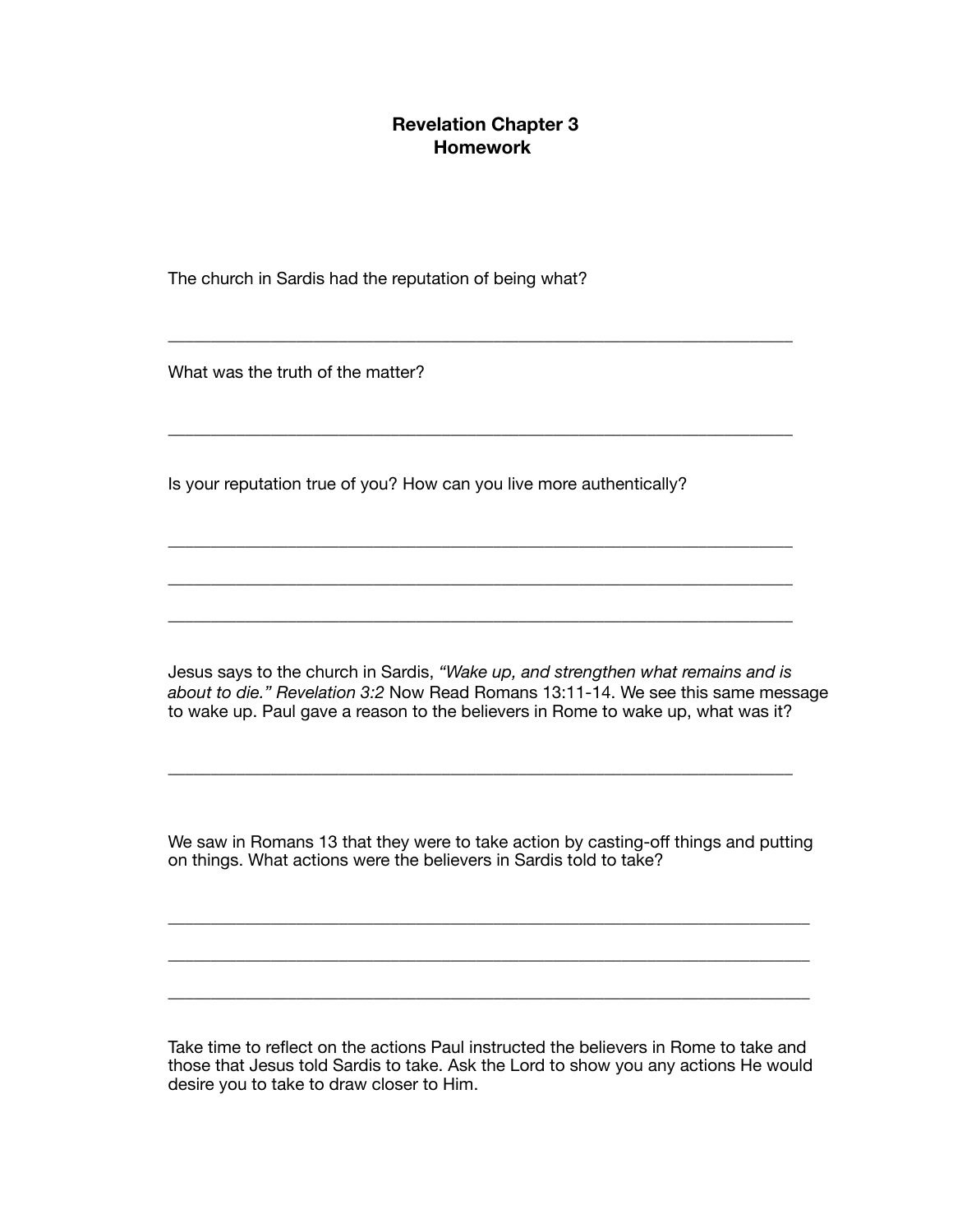# Revelation Chapter 3
## Homework

The church in Sardis had the reputation of being what?

_______________________________________________________________________

What was the truth of the matter?

_______________________________________________________________________

Is your reputation true of you? How can you live more authentically?

_______________________________________________________________________

_______________________________________________________________________

_______________________________________________________________________

Jesus says to the church in Sardis, *"Wake up, and strengthen what remains and is about to die." Revelation 3:2* Now Read Romans 13:11-14. We see this same message to wake up. Paul gave a reason to the believers in Rome to wake up, what was it?

_______________________________________________________________________

We saw in Romans 13 that they were to take action by casting-off things and putting on things. What actions were the believers in Sardis told to take?

_______________________________________________________________________

_______________________________________________________________________

_______________________________________________________________________

Take time to reflect on the actions Paul instructed the believers in Rome to take and those that Jesus told Sardis to take. Ask the Lord to show you any actions He would desire you to take to draw closer to Him.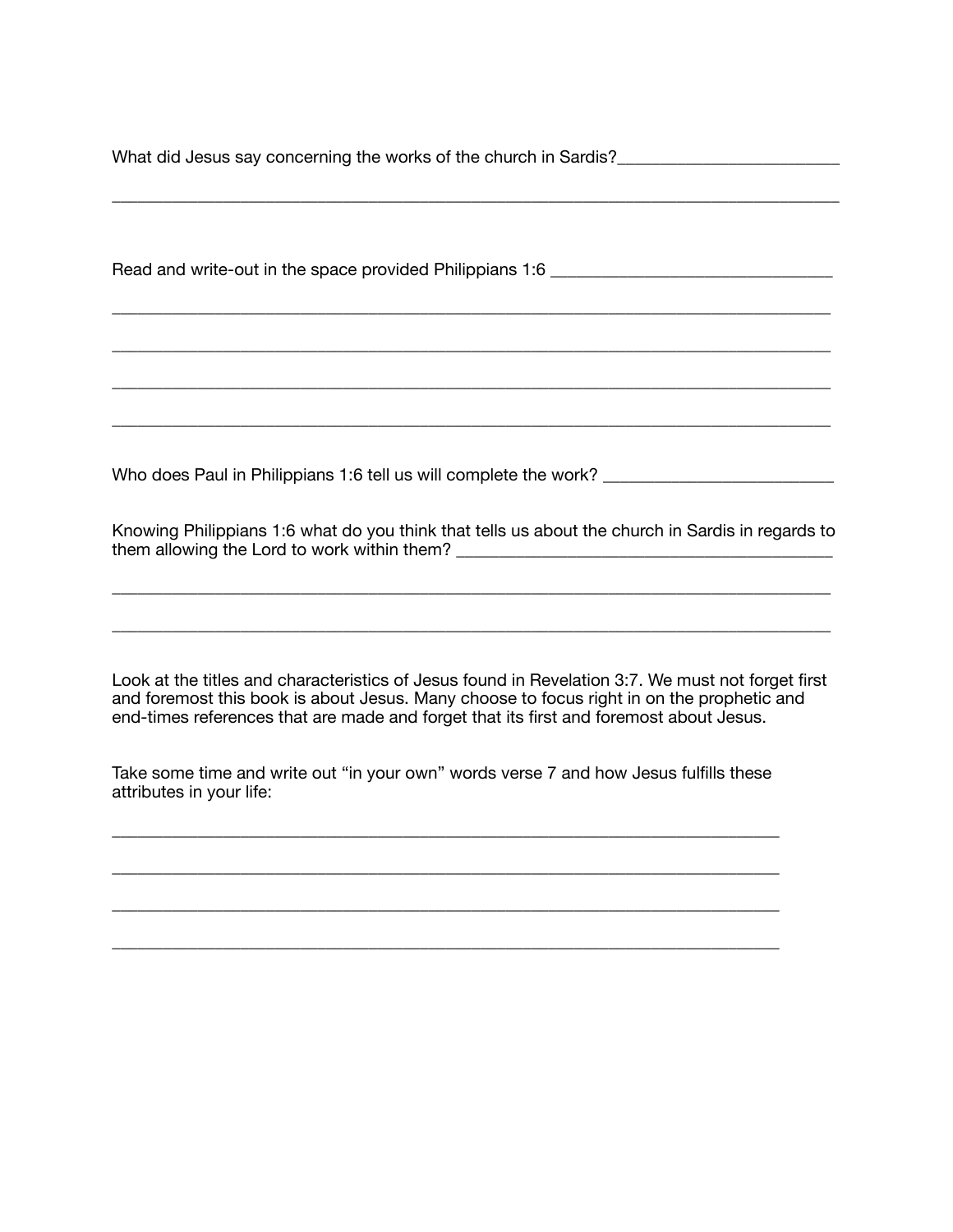What did Jesus say concerning the works of the church in Sardis?_________________________

_____________________________________________________________________________________

Read and write-out in the space provided Philippians 1:6 _______________________________

_____________________________________________________________________________________

_____________________________________________________________________________________

_____________________________________________________________________________________

_____________________________________________________________________________________

Who does Paul in Philippians 1:6 tell us will complete the work? __________________________

Knowing Philippians 1:6 what do you think that tells us about the church in Sardis in regards to them allowing the Lord to work within them? ___________________________________________

_____________________________________________________________________________________

_____________________________________________________________________________________

Look at the titles and characteristics of Jesus found in Revelation 3:7. We must not forget first and foremost this book is about Jesus. Many choose to focus right in on the prophetic and end-times references that are made and forget that its first and foremost about Jesus.

Take some time and write out "in your own" words verse 7 and how Jesus fulfills these attributes in your life:

_____________________________________________________________________________

_____________________________________________________________________________

_____________________________________________________________________________

_____________________________________________________________________________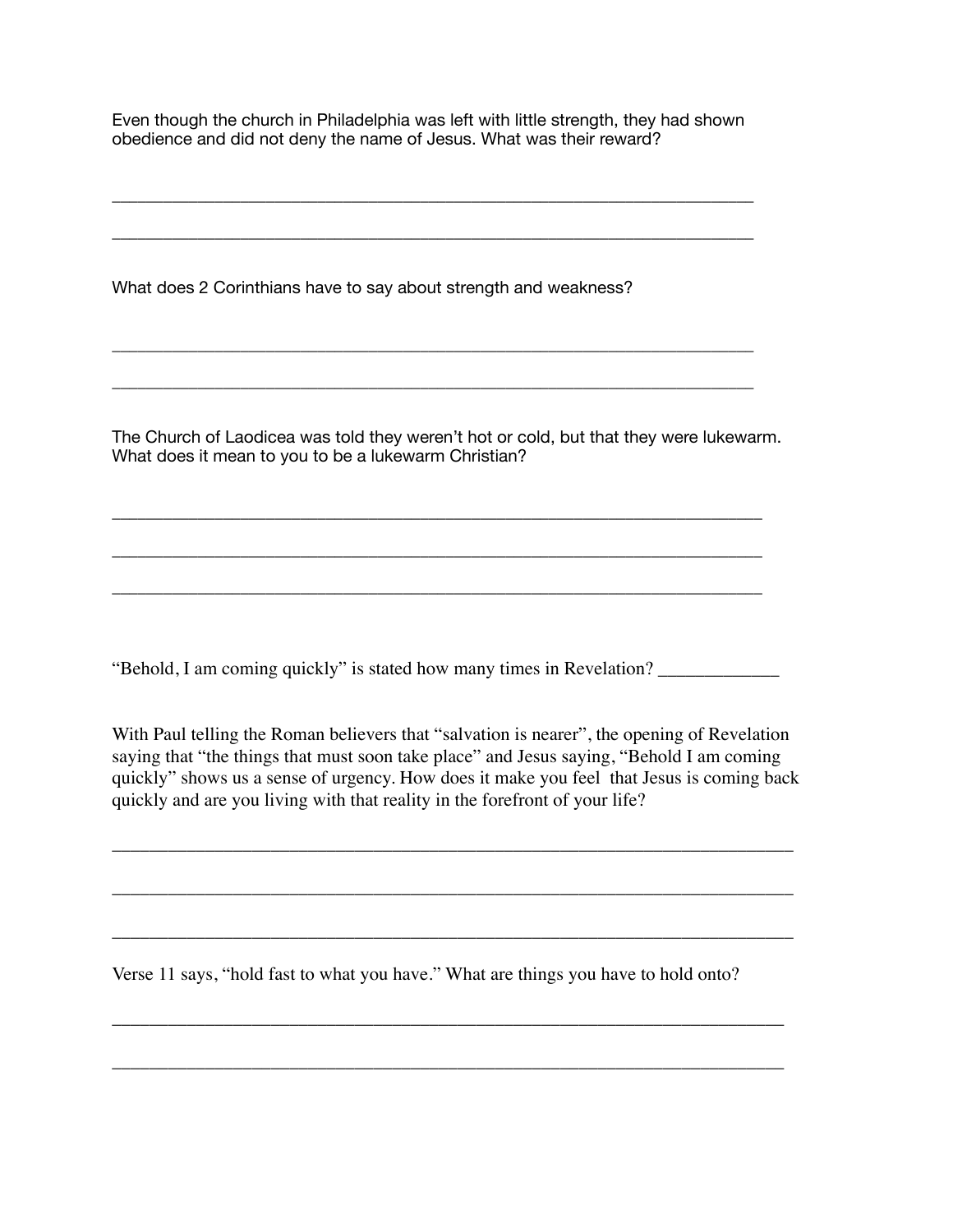Even though the church in Philadelphia was left with little strength, they had shown obedience and did not deny the name of Jesus. What was their reward?

\_\_\_\_\_\_\_\_\_\_\_\_\_\_\_\_\_\_\_\_\_\_\_\_\_\_\_\_\_\_\_\_\_\_\_\_\_\_\_\_\_\_\_\_\_\_\_\_\_\_\_\_\_\_\_\_\_\_\_\_\_\_\_\_\_\_\_\_\_\_\_\_

\_\_\_\_\_\_\_\_\_\_\_\_\_\_\_\_\_\_\_\_\_\_\_\_\_\_\_\_\_\_\_\_\_\_\_\_\_\_\_\_\_\_\_\_\_\_\_\_\_\_\_\_\_\_\_\_\_\_\_\_\_\_\_\_\_\_\_\_\_\_\_\_

What does 2 Corinthians have to say about strength and weakness?

\_\_\_\_\_\_\_\_\_\_\_\_\_\_\_\_\_\_\_\_\_\_\_\_\_\_\_\_\_\_\_\_\_\_\_\_\_\_\_\_\_\_\_\_\_\_\_\_\_\_\_\_\_\_\_\_\_\_\_\_\_\_\_\_\_\_\_\_\_\_\_\_

\_\_\_\_\_\_\_\_\_\_\_\_\_\_\_\_\_\_\_\_\_\_\_\_\_\_\_\_\_\_\_\_\_\_\_\_\_\_\_\_\_\_\_\_\_\_\_\_\_\_\_\_\_\_\_\_\_\_\_\_\_\_\_\_\_\_\_\_\_\_\_\_

The Church of Laodicea was told they weren't hot or cold, but that they were lukewarm. What does it mean to you to be a lukewarm Christian?

\_\_\_\_\_\_\_\_\_\_\_\_\_\_\_\_\_\_\_\_\_\_\_\_\_\_\_\_\_\_\_\_\_\_\_\_\_\_\_\_\_\_\_\_\_\_\_\_\_\_\_\_\_\_\_\_\_\_\_\_\_\_\_\_\_\_\_\_\_\_\_\_

\_\_\_\_\_\_\_\_\_\_\_\_\_\_\_\_\_\_\_\_\_\_\_\_\_\_\_\_\_\_\_\_\_\_\_\_\_\_\_\_\_\_\_\_\_\_\_\_\_\_\_\_\_\_\_\_\_\_\_\_\_\_\_\_\_\_\_\_\_\_\_\_

\_\_\_\_\_\_\_\_\_\_\_\_\_\_\_\_\_\_\_\_\_\_\_\_\_\_\_\_\_\_\_\_\_\_\_\_\_\_\_\_\_\_\_\_\_\_\_\_\_\_\_\_\_\_\_\_\_\_\_\_\_\_\_\_\_\_\_\_\_\_\_\_

"Behold, I am coming quickly" is stated how many times in Revelation? \_\_\_\_\_\_\_\_\_\_\_\_\_

With Paul telling the Roman believers that "salvation is nearer", the opening of Revelation saying that "the things that must soon take place" and Jesus saying, "Behold I am coming quickly" shows us a sense of urgency. How does it make you feel that Jesus is coming back quickly and are you living with that reality in the forefront of your life?

\_\_\_\_\_\_\_\_\_\_\_\_\_\_\_\_\_\_\_\_\_\_\_\_\_\_\_\_\_\_\_\_\_\_\_\_\_\_\_\_\_\_\_\_\_\_\_\_\_\_\_\_\_\_\_\_\_\_\_\_\_\_\_\_\_\_\_\_\_\_\_\_

\_\_\_\_\_\_\_\_\_\_\_\_\_\_\_\_\_\_\_\_\_\_\_\_\_\_\_\_\_\_\_\_\_\_\_\_\_\_\_\_\_\_\_\_\_\_\_\_\_\_\_\_\_\_\_\_\_\_\_\_\_\_\_\_\_\_\_\_\_\_\_\_

\_\_\_\_\_\_\_\_\_\_\_\_\_\_\_\_\_\_\_\_\_\_\_\_\_\_\_\_\_\_\_\_\_\_\_\_\_\_\_\_\_\_\_\_\_\_\_\_\_\_\_\_\_\_\_\_\_\_\_\_\_\_\_\_\_\_\_\_\_\_\_\_

Verse 11 says, "hold fast to what you have." What are things you have to hold onto?

\_\_\_\_\_\_\_\_\_\_\_\_\_\_\_\_\_\_\_\_\_\_\_\_\_\_\_\_\_\_\_\_\_\_\_\_\_\_\_\_\_\_\_\_\_\_\_\_\_\_\_\_\_\_\_\_\_\_\_\_\_\_\_\_\_\_\_\_\_\_\_\_

\_\_\_\_\_\_\_\_\_\_\_\_\_\_\_\_\_\_\_\_\_\_\_\_\_\_\_\_\_\_\_\_\_\_\_\_\_\_\_\_\_\_\_\_\_\_\_\_\_\_\_\_\_\_\_\_\_\_\_\_\_\_\_\_\_\_\_\_\_\_\_\_